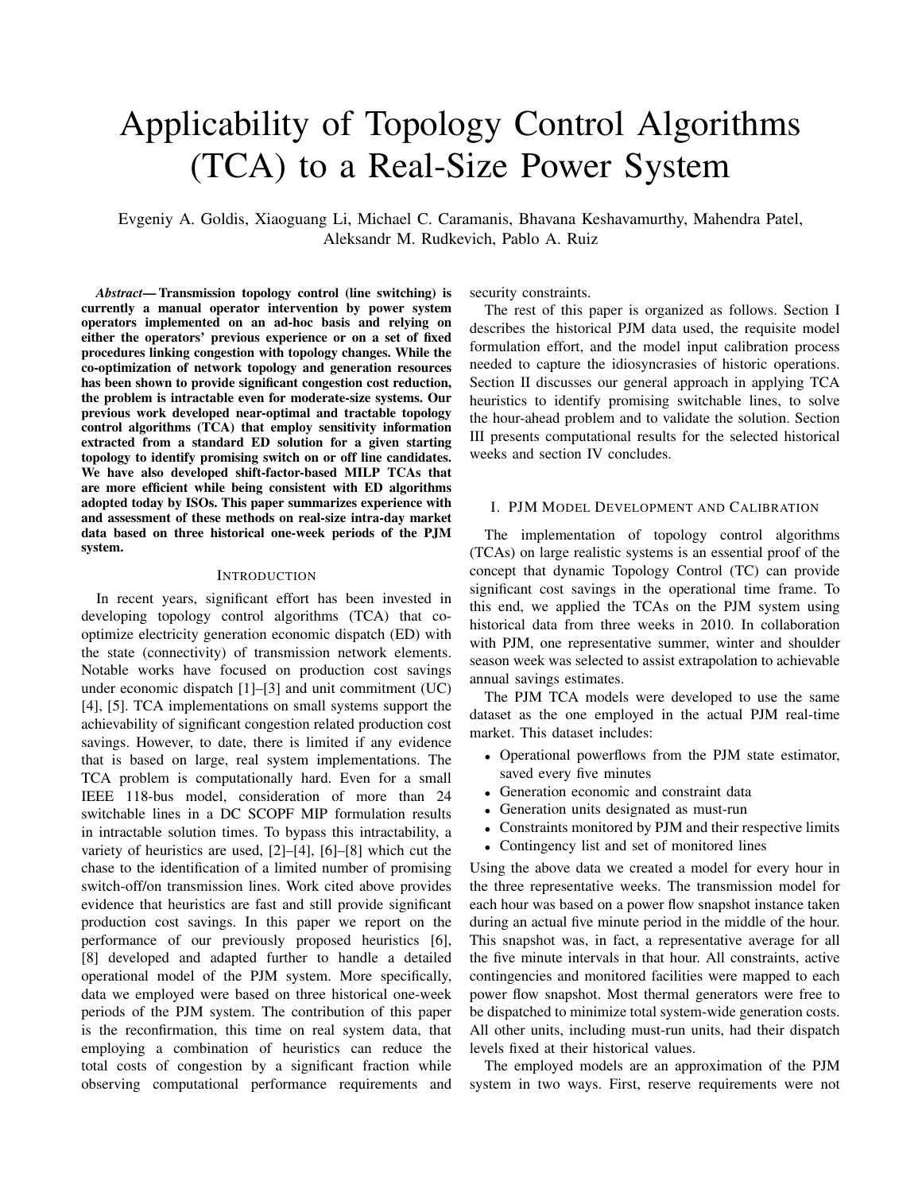# Applicability of Topology Control Algorithms (TCA) to a Real-Size Power System

Evgeniy A. Goldis, Xiaoguang Li, Michael C. Caramanis, Bhavana Keshavamurthy, Mahendra Patel, Aleksandr M. Rudkevich, Pablo A. Ruiz

***Abstract*— Transmission topology control (line switching) is currently a manual operator intervention by power system operators implemented on an ad-hoc basis and relying on either the operators' previous experience or on a set of fixed procedures linking congestion with topology changes. While the co-optimization of network topology and generation resources has been shown to provide significant congestion cost reduction, the problem is intractable even for moderate-size systems. Our previous work developed near-optimal and tractable topology control algorithms (TCA) that employ sensitivity information extracted from a standard ED solution for a given starting topology to identify promising switch on or off line candidates. We have also developed shift-factor-based MILP TCAs that are more efficient while being consistent with ED algorithms adopted today by ISOs. This paper summarizes experience with and assessment of these methods on real-size intra-day market data based on three historical one-week periods of the PJM system.**

## INTRODUCTION

In recent years, significant effort has been invested in developing topology control algorithms (TCA) that co-optimize electricity generation economic dispatch (ED) with the state (connectivity) of transmission network elements. Notable works have focused on production cost savings under economic dispatch [1]–[3] and unit commitment (UC) [4], [5]. TCA implementations on small systems support the achievability of significant congestion related production cost savings. However, to date, there is limited if any evidence that is based on large, real system implementations. The TCA problem is computationally hard. Even for a small IEEE 118-bus model, consideration of more than 24 switchable lines in a DC SCOPF MIP formulation results in intractable solution times. To bypass this intractability, a variety of heuristics are used, [2]–[4], [6]–[8] which cut the chase to the identification of a limited number of promising switch-off/on transmission lines. Work cited above provides evidence that heuristics are fast and still provide significant production cost savings. In this paper we report on the performance of our previously proposed heuristics [6], [8] developed and adapted further to handle a detailed operational model of the PJM system. More specifically, data we employed were based on three historical one-week periods of the PJM system. The contribution of this paper is the reconfirmation, this time on real system data, that employing a combination of heuristics can reduce the total costs of congestion by a significant fraction while observing computational performance requirements and security constraints.

The rest of this paper is organized as follows. Section I describes the historical PJM data used, the requisite model formulation effort, and the model input calibration process needed to capture the idiosyncrasies of historic operations. Section II discusses our general approach in applying TCA heuristics to identify promising switchable lines, to solve the hour-ahead problem and to validate the solution. Section III presents computational results for the selected historical weeks and section IV concludes.

## I. PJM MODEL DEVELOPMENT AND CALIBRATION

The implementation of topology control algorithms (TCAs) on large realistic systems is an essential proof of the concept that dynamic Topology Control (TC) can provide significant cost savings in the operational time frame. To this end, we applied the TCAs on the PJM system using historical data from three weeks in 2010. In collaboration with PJM, one representative summer, winter and shoulder season week was selected to assist extrapolation to achievable annual savings estimates.

The PJM TCA models were developed to use the same dataset as the one employed in the actual PJM real-time market. This dataset includes:

- Operational powerflows from the PJM state estimator, saved every five minutes
- Generation economic and constraint data
- Generation units designated as must-run
- Constraints monitored by PJM and their respective limits
- Contingency list and set of monitored lines

Using the above data we created a model for every hour in the three representative weeks. The transmission model for each hour was based on a power flow snapshot instance taken during an actual five minute period in the middle of the hour. This snapshot was, in fact, a representative average for all the five minute intervals in that hour. All constraints, active contingencies and monitored facilities were mapped to each power flow snapshot. Most thermal generators were free to be dispatched to minimize total system-wide generation costs. All other units, including must-run units, had their dispatch levels fixed at their historical values.

The employed models are an approximation of the PJM system in two ways. First, reserve requirements were not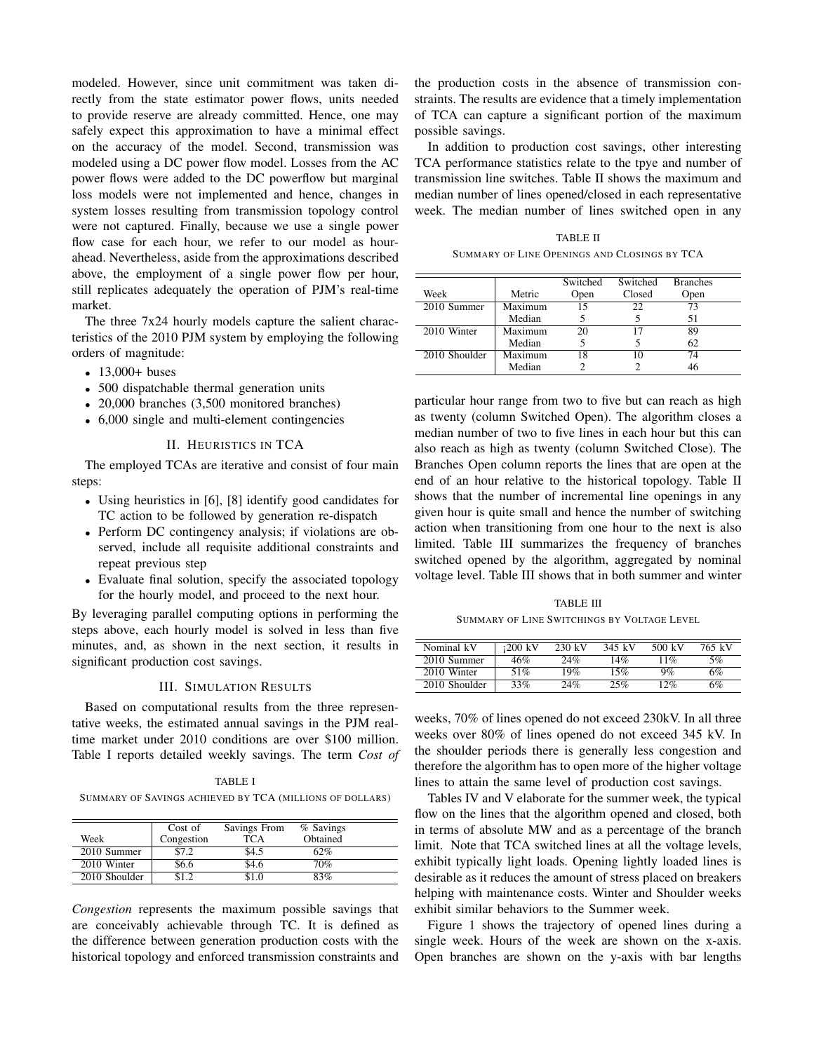modeled. However, since unit commitment was taken directly from the state estimator power flows, units needed to provide reserve are already committed. Hence, one may safely expect this approximation to have a minimal effect on the accuracy of the model. Second, transmission was modeled using a DC power flow model. Losses from the AC power flows were added to the DC powerflow but marginal loss models were not implemented and hence, changes in system losses resulting from transmission topology control were not captured. Finally, because we use a single power flow case for each hour, we refer to our model as hour-ahead. Nevertheless, aside from the approximations described above, the employment of a single power flow per hour, still replicates adequately the operation of PJM's real-time market.

The three 7x24 hourly models capture the salient characteristics of the 2010 PJM system by employing the following orders of magnitude:

- 13,000+ buses
- 500 dispatchable thermal generation units
- 20,000 branches (3,500 monitored branches)
- 6,000 single and multi-element contingencies

## II. Heuristics in TCA

The employed TCAs are iterative and consist of four main steps:

- Using heuristics in [6], [8] identify good candidates for TC action to be followed by generation re-dispatch
- Perform DC contingency analysis; if violations are observed, include all requisite additional constraints and repeat previous step
- Evaluate final solution, specify the associated topology for the hourly model, and proceed to the next hour.

By leveraging parallel computing options in performing the steps above, each hourly model is solved in less than five minutes, and, as shown in the next section, it results in significant production cost savings.

## III. Simulation Results

Based on computational results from the three representative weeks, the estimated annual savings in the PJM real-time market under 2010 conditions are over \$100 million. Table I reports detailed weekly savings. The term *Cost of Congestion* represents the maximum possible savings that are conceivably achievable through TC. It is defined as the difference between generation production costs with the historical topology and enforced transmission constraints and the production costs in the absence of transmission constraints. The results are evidence that a timely implementation of TCA can capture a significant portion of the maximum possible savings.

TABLE I
Summary of Savings achieved by TCA (millions of dollars)

| Week | Cost of Congestion | Savings From TCA | % Savings Obtained |
|---|---|---|---|
| 2010 Summer | \$7.2 | \$4.5 | 62% |
| 2010 Winter | \$6.6 | \$4.6 | 70% |
| 2010 Shoulder | \$1.2 | \$1.0 | 83% |

In addition to production cost savings, other interesting TCA performance statistics relate to the tpye and number of transmission line switches. Table II shows the maximum and median number of lines opened/closed in each representative week. The median number of lines switched open in any particular hour range from two to five but can reach as high as twenty (column Switched Open). The algorithm closes a median number of two to five lines in each hour but this can also reach as high as twenty (column Switched Close). The Branches Open column reports the lines that are open at the end of an hour relative to the historical topology. Table II shows that the number of incremental line openings in any given hour is quite small and hence the number of switching action when transitioning from one hour to the next is also limited. Table III summarizes the frequency of branches switched opened by the algorithm, aggregated by nominal voltage level. Table III shows that in both summer and winter weeks, 70% of lines opened do not exceed 230kV. In all three weeks over 80% of lines opened do not exceed 345 kV. In the shoulder periods there is generally less congestion and therefore the algorithm has to open more of the higher voltage lines to attain the same level of production cost savings.

TABLE II
Summary of Line Openings and Closings by TCA

| Week | Metric | Switched Open | Switched Closed | Branches Open |
|---|---|---|---|---|
| 2010 Summer | Maximum | 15 | 22 | 73 |
| | Median | 5 | 5 | 51 |
| 2010 Winter | Maximum | 20 | 17 | 89 |
| | Median | 5 | 5 | 62 |
| 2010 Shoulder | Maximum | 18 | 10 | 74 |
| | Median | 2 | 2 | 46 |

TABLE III
Summary of Line Switchings by Voltage Level

| Nominal kV | ¡200 kV | 230 kV | 345 kV | 500 kV | 765 kV |
|---|---|---|---|---|---|
| 2010 Summer | 46% | 24% | 14% | 11% | 5% |
| 2010 Winter | 51% | 19% | 15% | 9% | 6% |
| 2010 Shoulder | 33% | 24% | 25% | 12% | 6% |

Tables IV and V elaborate for the summer week, the typical flow on the lines that the algorithm opened and closed, both in terms of absolute MW and as a percentage of the branch limit. Note that TCA switched lines at all the voltage levels, exhibit typically light loads. Opening lightly loaded lines is desirable as it reduces the amount of stress placed on breakers helping with maintenance costs. Winter and Shoulder weeks exhibit similar behaviors to the Summer week.

Figure 1 shows the trajectory of opened lines during a single week. Hours of the week are shown on the x-axis. Open branches are shown on the y-axis with bar lengths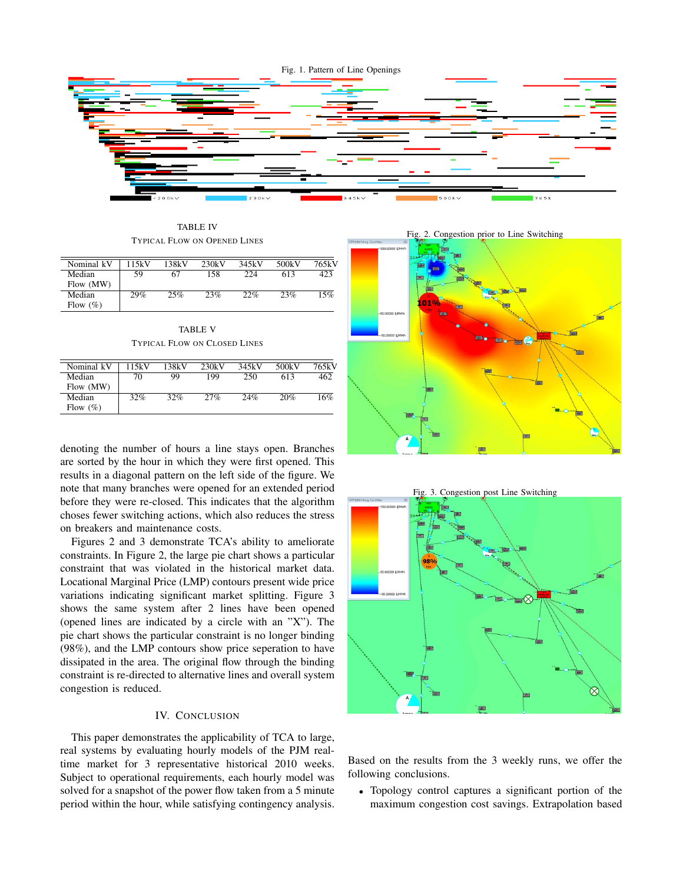Fig. 1. Pattern of Line Openings

TABLE IV

TYPICAL FLOW ON OPENED LINES

| Nominal kV | 115kV | 138kV | 230kV | 345kV | 500kV | 765kV |
|---|---|---|---|---|---|---|
| Median Flow (MW) | 59 | 67 | 158 | 224 | 613 | 423 |
| Median Flow (%) | 29% | 25% | 23% | 22% | 23% | 15% |

TABLE V

TYPICAL FLOW ON CLOSED LINES

| Nominal kV | 115kV | 138kV | 230kV | 345kV | 500kV | 765kV |
|---|---|---|---|---|---|---|
| Median Flow (MW) | 70 | 99 | 199 | 250 | 613 | 462 |
| Median Flow (%) | 32% | 32% | 27% | 24% | 20% | 16% |

denoting the number of hours a line stays open. Branches are sorted by the hour in which they were first opened. This results in a diagonal pattern on the left side of the figure. We note that many branches were opened for an extended period before they were re-closed. This indicates that the algorithm choses fewer switching actions, which also reduces the stress on breakers and maintenance costs.

Figures 2 and 3 demonstrate TCA's ability to ameliorate constraints. In Figure 2, the large pie chart shows a particular constraint that was violated in the historical market data. Locational Marginal Price (LMP) contours present wide price variations indicating significant market splitting. Figure 3 shows the same system after 2 lines have been opened (opened lines are indicated by a circle with an "X"). The pie chart shows the particular constraint is no longer binding (98%), and the LMP contours show price seperation to have dissipated in the area. The original flow through the binding constraint is re-directed to alternative lines and overall system congestion is reduced.

Fig. 2. Congestion prior to Line Switching

Fig. 3. Congestion post Line Switching

## IV. Conclusion

This paper demonstrates the applicability of TCA to large, real systems by evaluating hourly models of the PJM real-time market for 3 representative historical 2010 weeks. Subject to operational requirements, each hourly model was solved for a snapshot of the power flow taken from a 5 minute period within the hour, while satisfying contingency analysis.

Based on the results from the 3 weekly runs, we offer the following conclusions.

- Topology control captures a significant portion of the maximum congestion cost savings. Extrapolation based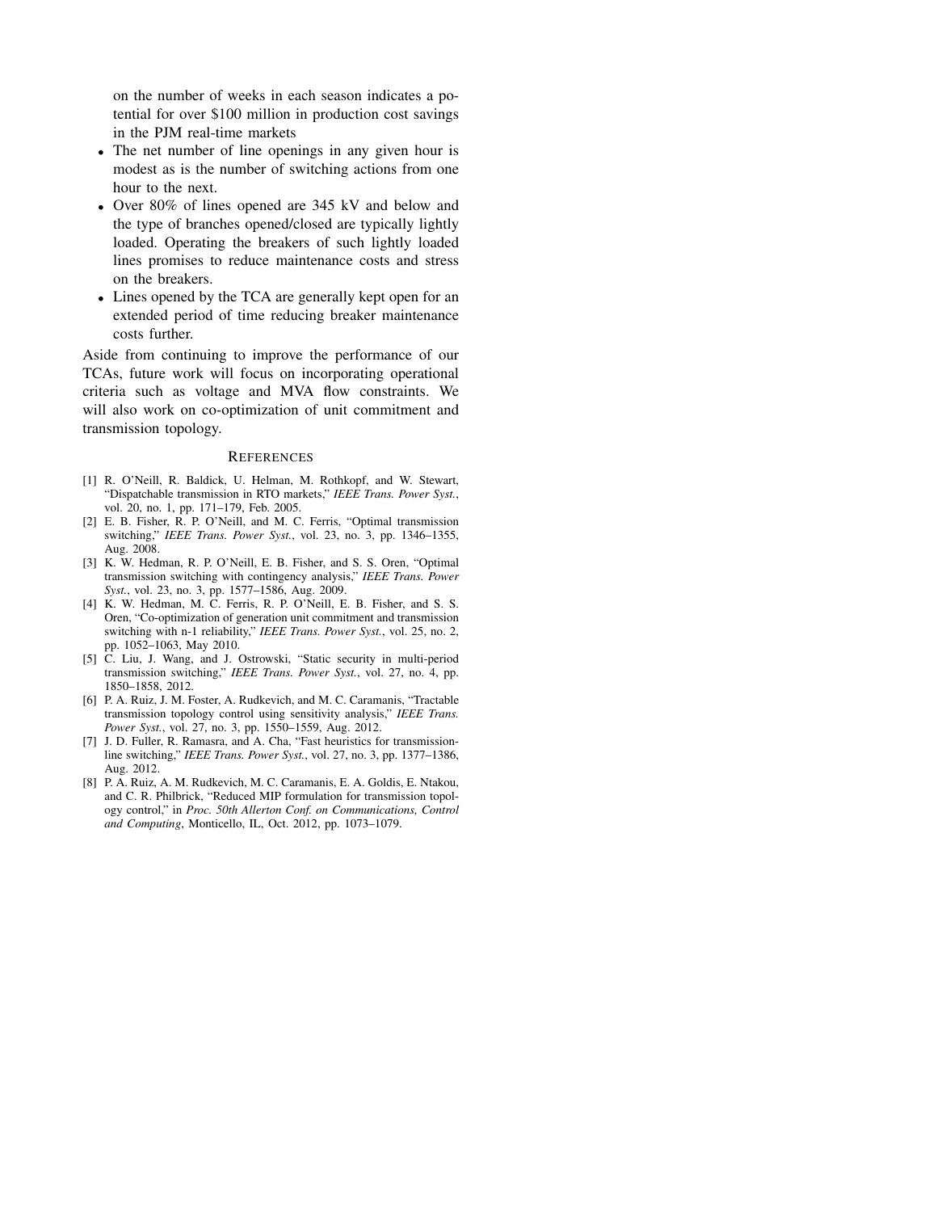on the number of weeks in each season indicates a potential for over \$100 million in production cost savings in the PJM real-time markets

- The net number of line openings in any given hour is modest as is the number of switching actions from one hour to the next.
- Over 80% of lines opened are 345 kV and below and the type of branches opened/closed are typically lightly loaded. Operating the breakers of such lightly loaded lines promises to reduce maintenance costs and stress on the breakers.
- Lines opened by the TCA are generally kept open for an extended period of time reducing breaker maintenance costs further.

Aside from continuing to improve the performance of our TCAs, future work will focus on incorporating operational criteria such as voltage and MVA flow constraints. We will also work on co-optimization of unit commitment and transmission topology.

## REFERENCES

[1] R. O'Neill, R. Baldick, U. Helman, M. Rothkopf, and W. Stewart, "Dispatchable transmission in RTO markets," *IEEE Trans. Power Syst.*, vol. 20, no. 1, pp. 171–179, Feb. 2005.

[2] E. B. Fisher, R. P. O'Neill, and M. C. Ferris, "Optimal transmission switching," *IEEE Trans. Power Syst.*, vol. 23, no. 3, pp. 1346–1355, Aug. 2008.

[3] K. W. Hedman, R. P. O'Neill, E. B. Fisher, and S. S. Oren, "Optimal transmission switching with contingency analysis," *IEEE Trans. Power Syst.*, vol. 23, no. 3, pp. 1577–1586, Aug. 2009.

[4] K. W. Hedman, M. C. Ferris, R. P. O'Neill, E. B. Fisher, and S. S. Oren, "Co-optimization of generation unit commitment and transmission switching with n-1 reliability," *IEEE Trans. Power Syst.*, vol. 25, no. 2, pp. 1052–1063, May 2010.

[5] C. Liu, J. Wang, and J. Ostrowski, "Static security in multi-period transmission switching," *IEEE Trans. Power Syst.*, vol. 27, no. 4, pp. 1850–1858, 2012.

[6] P. A. Ruiz, J. M. Foster, A. Rudkevich, and M. C. Caramanis, "Tractable transmission topology control using sensitivity analysis," *IEEE Trans. Power Syst.*, vol. 27, no. 3, pp. 1550–1559, Aug. 2012.

[7] J. D. Fuller, R. Ramasra, and A. Cha, "Fast heuristics for transmission-line switching," *IEEE Trans. Power Syst.*, vol. 27, no. 3, pp. 1377–1386, Aug. 2012.

[8] P. A. Ruiz, A. M. Rudkevich, M. C. Caramanis, E. A. Goldis, E. Ntakou, and C. R. Philbrick, "Reduced MIP formulation for transmission topology control," in *Proc. 50th Allerton Conf. on Communications, Control and Computing*, Monticello, IL, Oct. 2012, pp. 1073–1079.